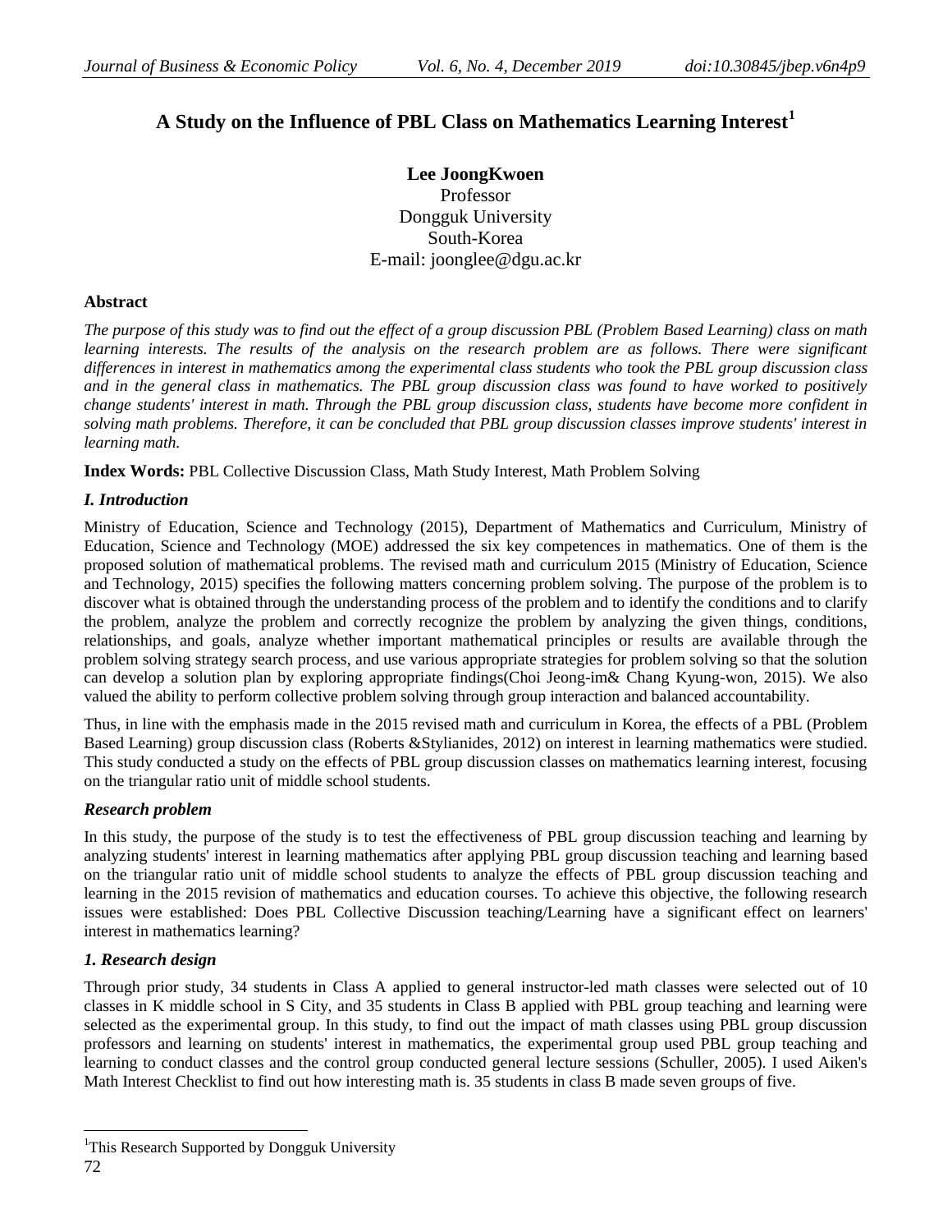# A Study on the Influence of PBL Class on Mathematics Learning Interest[1]

**Lee JoongKwoen**
Professor
Dongguk University
South-Korea
E-mail: joonglee@dgu.ac.kr

## Abstract

*The purpose of this study was to find out the effect of a group discussion PBL (Problem Based Learning) class on math learning interests. The results of the analysis on the research problem are as follows. There were significant differences in interest in mathematics among the experimental class students who took the PBL group discussion class and in the general class in mathematics. The PBL group discussion class was found to have worked to positively change students' interest in math. Through the PBL group discussion class, students have become more confident in solving math problems. Therefore, it can be concluded that PBL group discussion classes improve students' interest in learning math.*

**Index Words:** PBL Collective Discussion Class, Math Study Interest, Math Problem Solving

## *I. Introduction*

Ministry of Education, Science and Technology (2015), Department of Mathematics and Curriculum, Ministry of Education, Science and Technology (MOE) addressed the six key competences in mathematics. One of them is the proposed solution of mathematical problems. The revised math and curriculum 2015 (Ministry of Education, Science and Technology, 2015) specifies the following matters concerning problem solving. The purpose of the problem is to discover what is obtained through the understanding process of the problem and to identify the conditions and to clarify the problem, analyze the problem and correctly recognize the problem by analyzing the given things, conditions, relationships, and goals, analyze whether important mathematical principles or results are available through the problem solving strategy search process, and use various appropriate strategies for problem solving so that the solution can develop a solution plan by exploring appropriate findings(Choi Jeong-im& Chang Kyung-won, 2015). We also valued the ability to perform collective problem solving through group interaction and balanced accountability.

Thus, in line with the emphasis made in the 2015 revised math and curriculum in Korea, the effects of a PBL (Problem Based Learning) group discussion class (Roberts &Stylianides, 2012) on interest in learning mathematics were studied. This study conducted a study on the effects of PBL group discussion classes on mathematics learning interest, focusing on the triangular ratio unit of middle school students.

### *Research problem*

In this study, the purpose of the study is to test the effectiveness of PBL group discussion teaching and learning by analyzing students' interest in learning mathematics after applying PBL group discussion teaching and learning based on the triangular ratio unit of middle school students to analyze the effects of PBL group discussion teaching and learning in the 2015 revision of mathematics and education courses. To achieve this objective, the following research issues were established: Does PBL Collective Discussion teaching/Learning have a significant effect on learners' interest in mathematics learning?

### *1. Research design*

Through prior study, 34 students in Class A applied to general instructor-led math classes were selected out of 10 classes in K middle school in S City, and 35 students in Class B applied with PBL group teaching and learning were selected as the experimental group. In this study, to find out the impact of math classes using PBL group discussion professors and learning on students' interest in mathematics, the experimental group used PBL group teaching and learning to conduct classes and the control group conducted general lecture sessions (Schuller, 2005). I used Aiken's Math Interest Checklist to find out how interesting math is. 35 students in class B made seven groups of five.

---

[1]This Research Supported by Dongguk University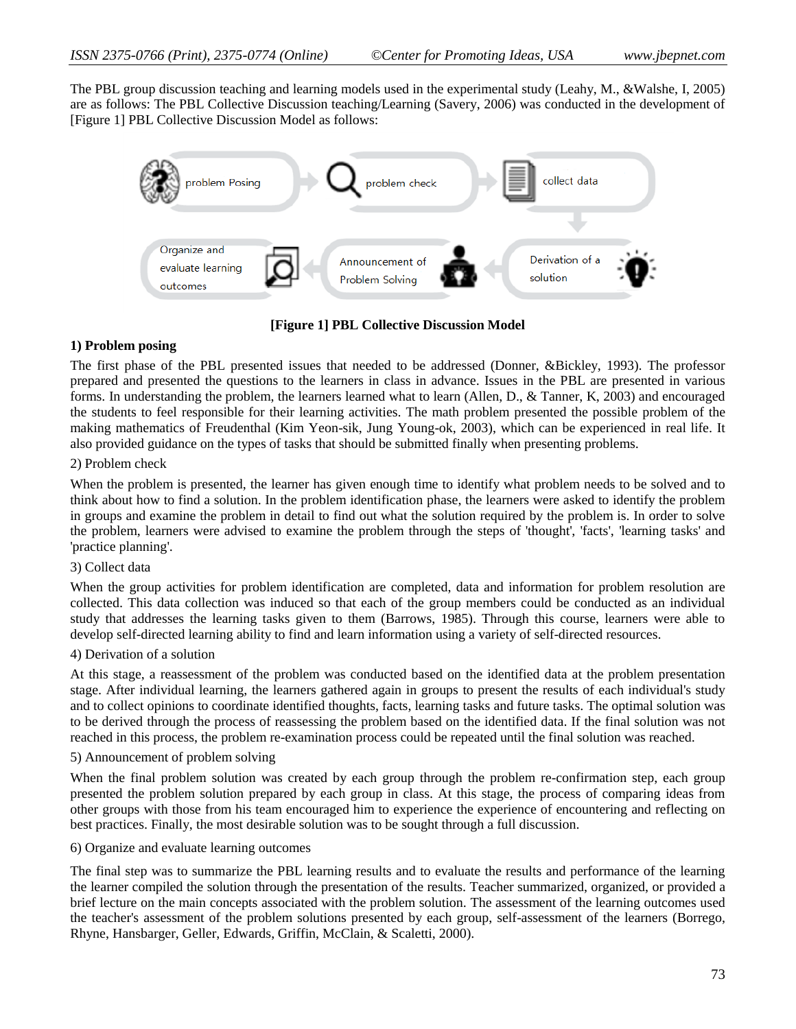The PBL group discussion teaching and learning models used in the experimental study (Leahy, M., &Walshe, I, 2005) are as follows: The PBL Collective Discussion teaching/Learning (Savery, 2006) was conducted in the development of [Figure 1] PBL Collective Discussion Model as follows:

**[Figure 1] PBL Collective Discussion Model**

**1) Problem posing**

The first phase of the PBL presented issues that needed to be addressed (Donner, &Bickley, 1993). The professor prepared and presented the questions to the learners in class in advance. Issues in the PBL are presented in various forms. In understanding the problem, the learners learned what to learn (Allen, D., & Tanner, K, 2003) and encouraged the students to feel responsible for their learning activities. The math problem presented the possible problem of the making mathematics of Freudenthal (Kim Yeon-sik, Jung Young-ok, 2003), which can be experienced in real life. It also provided guidance on the types of tasks that should be submitted finally when presenting problems.

2) Problem check

When the problem is presented, the learner has given enough time to identify what problem needs to be solved and to think about how to find a solution. In the problem identification phase, the learners were asked to identify the problem in groups and examine the problem in detail to find out what the solution required by the problem is. In order to solve the problem, learners were advised to examine the problem through the steps of 'thought', 'facts', 'learning tasks' and 'practice planning'.

3) Collect data

When the group activities for problem identification are completed, data and information for problem resolution are collected. This data collection was induced so that each of the group members could be conducted as an individual study that addresses the learning tasks given to them (Barrows, 1985). Through this course, learners were able to develop self-directed learning ability to find and learn information using a variety of self-directed resources.

4) Derivation of a solution

At this stage, a reassessment of the problem was conducted based on the identified data at the problem presentation stage. After individual learning, the learners gathered again in groups to present the results of each individual's study and to collect opinions to coordinate identified thoughts, facts, learning tasks and future tasks. The optimal solution was to be derived through the process of reassessing the problem based on the identified data. If the final solution was not reached in this process, the problem re-examination process could be repeated until the final solution was reached.

5) Announcement of problem solving

When the final problem solution was created by each group through the problem re-confirmation step, each group presented the problem solution prepared by each group in class. At this stage, the process of comparing ideas from other groups with those from his team encouraged him to experience the experience of encountering and reflecting on best practices. Finally, the most desirable solution was to be sought through a full discussion.

6) Organize and evaluate learning outcomes

The final step was to summarize the PBL learning results and to evaluate the results and performance of the learning the learner compiled the solution through the presentation of the results. Teacher summarized, organized, or provided a brief lecture on the main concepts associated with the problem solution. The assessment of the learning outcomes used the teacher's assessment of the problem solutions presented by each group, self-assessment of the learners (Borrego, Rhyne, Hansbarger, Geller, Edwards, Griffin, McClain, & Scaletti, 2000).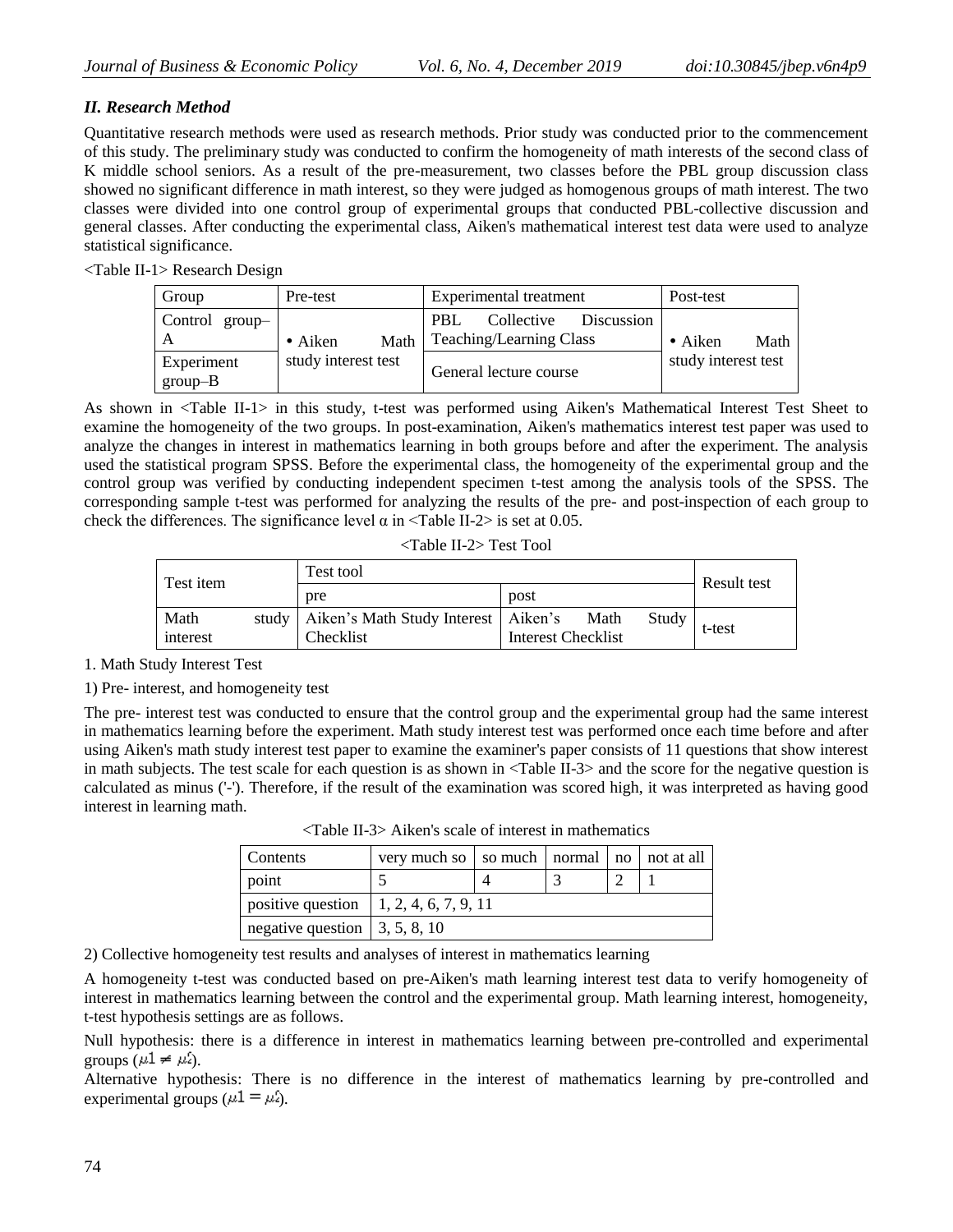### II. Research Method

Quantitative research methods were used as research methods. Prior study was conducted prior to the commencement of this study. The preliminary study was conducted to confirm the homogeneity of math interests of the second class of K middle school seniors. As a result of the pre-measurement, two classes before the PBL group discussion class showed no significant difference in math interest, so they were judged as homogenous groups of math interest. The two classes were divided into one control group of experimental groups that conducted PBL-collective discussion and general classes. After conducting the experimental class, Aiken's mathematical interest test data were used to analyze statistical significance.

<Table II-1> Research Design

| Group | Pre-test | Experimental treatment | Post-test |
|---|---|---|---|
| Control group–A | • Aiken Math study interest test | PBL Collective Discussion Teaching/Learning Class | • Aiken Math study interest test |
| Experiment group–B | | General lecture course | |

As shown in <Table II-1> in this study, t-test was performed using Aiken's Mathematical Interest Test Sheet to examine the homogeneity of the two groups. In post-examination, Aiken's mathematics interest test paper was used to analyze the changes in interest in mathematics learning in both groups before and after the experiment. The analysis used the statistical program SPSS. Before the experimental class, the homogeneity of the experimental group and the control group was verified by conducting independent specimen t-test among the analysis tools of the SPSS. The corresponding sample t-test was performed for analyzing the results of the pre- and post-inspection of each group to check the differences. The significance level α in <Table II-2> is set at 0.05.

<Table II-2> Test Tool

| Test item | Test tool | | Result test |
|---|---|---|---|
| | pre | post | |
| Math study interest | Aiken's Math Study Interest Checklist | Aiken's Math Study Interest Checklist | t-test |

1. Math Study Interest Test

1) Pre- interest, and homogeneity test

The pre- interest test was conducted to ensure that the control group and the experimental group had the same interest in mathematics learning before the experiment. Math study interest test was performed once each time before and after using Aiken's math study interest test paper to examine the examiner's paper consists of 11 questions that show interest in math subjects. The test scale for each question is as shown in <Table II-3> and the score for the negative question is calculated as minus ('-'). Therefore, if the result of the examination was scored high, it was interpreted as having good interest in learning math.

<Table II-3> Aiken's scale of interest in mathematics

| Contents | very much so | so much | normal | no | not at all |
|---|---|---|---|---|---|
| point | 5 | 4 | 3 | 2 | 1 |
| positive question | 1, 2, 4, 6, 7, 9, 11 | | | | |
| negative question | 3, 5, 8, 10 | | | | |

2) Collective homogeneity test results and analyses of interest in mathematics learning

A homogeneity t-test was conducted based on pre-Aiken's math learning interest test data to verify homogeneity of interest in mathematics learning between the control and the experimental group. Math learning interest, homogeneity, t-test hypothesis settings are as follows.

Null hypothesis: there is a difference in interest in mathematics learning between pre-controlled and experimental groups ($\mu 1 \neq \mu 2$).

Alternative hypothesis: There is no difference in the interest of mathematics learning by pre-controlled and experimental groups ($\mu 1 = \mu 2$).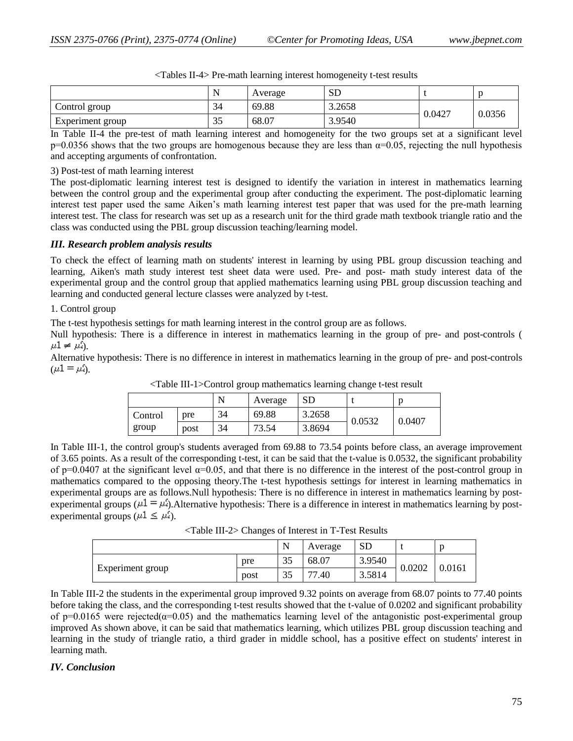<Tables II-4> Pre-math learning interest homogeneity t-test results

| | N | Average | SD | t | p |
|---|---|---|---|---|---|
| Control group | 34 | 69.88 | 3.2658 | 0.0427 | 0.0356 |
| Experiment group | 35 | 68.07 | 3.9540 | | |

In Table II-4 the pre-test of math learning interest and homogeneity for the two groups set at a significant level p=0.0356 shows that the two groups are homogenous because they are less than α=0.05, rejecting the null hypothesis and accepting arguments of confrontation.

3) Post-test of math learning interest

The post-diplomatic learning interest test is designed to identify the variation in interest in mathematics learning between the control group and the experimental group after conducting the experiment. The post-diplomatic learning interest test paper used the same Aiken's math learning interest test paper that was used for the pre-math learning interest test. The class for research was set up as a research unit for the third grade math textbook triangle ratio and the class was conducted using the PBL group discussion teaching/learning model.

### *III. Research problem analysis results*

To check the effect of learning math on students' interest in learning by using PBL group discussion teaching and learning, Aiken's math study interest test sheet data were used. Pre- and post- math study interest data of the experimental group and the control group that applied mathematics learning using PBL group discussion teaching and learning and conducted general lecture classes were analyzed by t-test.

1. Control group

The t-test hypothesis settings for math learning interest in the control group are as follows.

Null hypothesis: There is a difference in interest in mathematics learning in the group of pre- and post-controls ( $\mu 1 \neq \mu 2$).

Alternative hypothesis: There is no difference in interest in mathematics learning in the group of pre- and post-controls ($\mu 1 = \mu 2$).

<Table III-1>Control group mathematics learning change t-test result

| | | N | Average | SD | t | p |
|---|---|---|---|---|---|---|
| Control group | pre | 34 | 69.88 | 3.2658 | 0.0532 | 0.0407 |
| | post | 34 | 73.54 | 3.8694 | | |

In Table III-1, the control group's students averaged from 69.88 to 73.54 points before class, an average improvement of 3.65 points. As a result of the corresponding t-test, it can be said that the t-value is 0.0532, the significant probability of p=0.0407 at the significant level α=0.05, and that there is no difference in the interest of the post-control group in mathematics compared to the opposing theory.The t-test hypothesis settings for interest in learning mathematics in experimental groups are as follows.Null hypothesis: There is no difference in interest in mathematics learning by post-experimental groups ($\mu 1 = \mu 2$).Alternative hypothesis: There is a difference in interest in mathematics learning by post-experimental groups ($\mu 1 \leq \mu 2$).

<Table III-2> Changes of Interest in T-Test Results

| | | N | Average | SD | t | p |
|---|---|---|---|---|---|---|
| Experiment group | pre | 35 | 68.07 | 3.9540 | 0.0202 | 0.0161 |
| | post | 35 | 77.40 | 3.5814 | | |

In Table III-2 the students in the experimental group improved 9.32 points on average from 68.07 points to 77.40 points before taking the class, and the corresponding t-test results showed that the t-value of 0.0202 and significant probability of p=0.0165 were rejected(α=0.05) and the mathematics learning level of the antagonistic post-experimental group improved As shown above, it can be said that mathematics learning, which utilizes PBL group discussion teaching and learning in the study of triangle ratio, a third grader in middle school, has a positive effect on students' interest in learning math.

### *IV. Conclusion*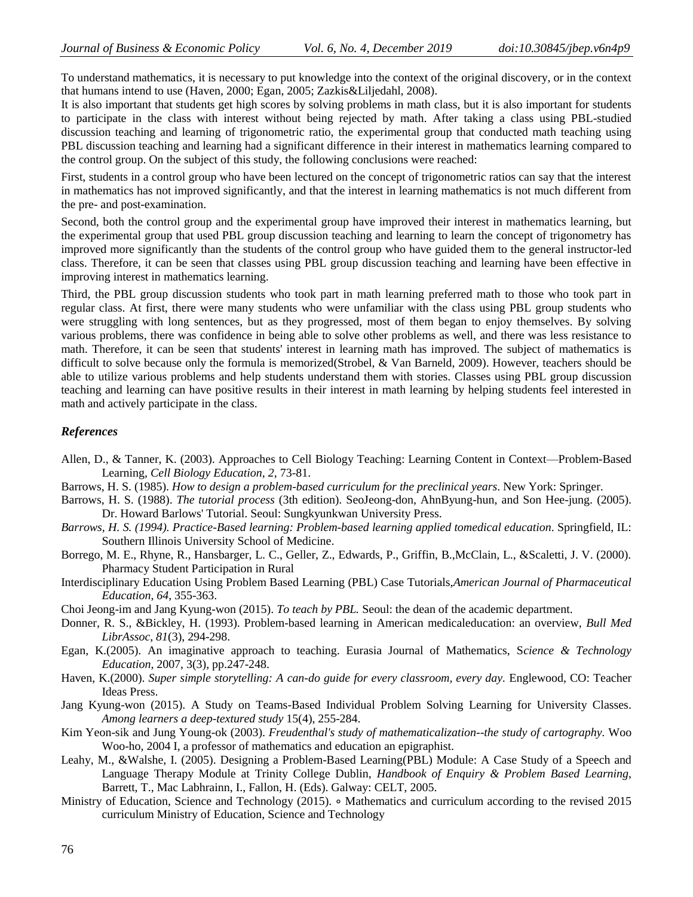To understand mathematics, it is necessary to put knowledge into the context of the original discovery, or in the context that humans intend to use (Haven, 2000; Egan, 2005; Zazkis&Liljedahl, 2008).

It is also important that students get high scores by solving problems in math class, but it is also important for students to participate in the class with interest without being rejected by math. After taking a class using PBL-studied discussion teaching and learning of trigonometric ratio, the experimental group that conducted math teaching using PBL discussion teaching and learning had a significant difference in their interest in mathematics learning compared to the control group. On the subject of this study, the following conclusions were reached:

First, students in a control group who have been lectured on the concept of trigonometric ratios can say that the interest in mathematics has not improved significantly, and that the interest in learning mathematics is not much different from the pre- and post-examination.

Second, both the control group and the experimental group have improved their interest in mathematics learning, but the experimental group that used PBL group discussion teaching and learning to learn the concept of trigonometry has improved more significantly than the students of the control group who have guided them to the general instructor-led class. Therefore, it can be seen that classes using PBL group discussion teaching and learning have been effective in improving interest in mathematics learning.

Third, the PBL group discussion students who took part in math learning preferred math to those who took part in regular class. At first, there were many students who were unfamiliar with the class using PBL group students who were struggling with long sentences, but as they progressed, most of them began to enjoy themselves. By solving various problems, there was confidence in being able to solve other problems as well, and there was less resistance to math. Therefore, it can be seen that students' interest in learning math has improved. The subject of mathematics is difficult to solve because only the formula is memorized(Strobel, & Van Barneld, 2009). However, teachers should be able to utilize various problems and help students understand them with stories. Classes using PBL group discussion teaching and learning can have positive results in their interest in math learning by helping students feel interested in math and actively participate in the class.

## *References*

Allen, D., & Tanner, K. (2003). Approaches to Cell Biology Teaching: Learning Content in Context—Problem-Based Learning, *Cell Biology Education*, *2*, 73-81.

Barrows, H. S. (1985). *How to design a problem-based curriculum for the preclinical years*. New York: Springer.

Barrows, H. S. (1988). *The tutorial process* (3th edition). SeoJeong-don, AhnByung-hun, and Son Hee-jung. (2005). Dr. Howard Barlows' Tutorial. Seoul: Sungkyunkwan University Press.

*Barrows, H. S. (1994). Practice-Based learning: Problem-based learning applied tomedical education.* Springfield, IL: Southern Illinois University School of Medicine.

Borrego, M. E., Rhyne, R., Hansbarger, L. C., Geller, Z., Edwards, P., Griffin, B.,McClain, L., &Scaletti, J. V. (2000). Pharmacy Student Participation in Rural

Interdisciplinary Education Using Problem Based Learning (PBL) Case Tutorials,*American Journal of Pharmaceutical Education*, *64*, 355-363.

Choi Jeong-im and Jang Kyung-won (2015). *To teach by PBL.* Seoul: the dean of the academic department.

Donner, R. S., &Bickley, H. (1993). Problem-based learning in American medicaleducation: an overview, *Bull Med LibrAssoc, 81*(3), 294-298.

Egan, K.(2005). An imaginative approach to teaching. Eurasia Journal of Mathematics, S*cience & Technology Education*, 2007, 3(3), pp.247-248.

Haven, K.(2000). *Super simple storytelling: A can-do guide for every classroom, every day.* Englewood, CO: Teacher Ideas Press.

Jang Kyung-won (2015). A Study on Teams-Based Individual Problem Solving Learning for University Classes. *Among learners a deep-textured study* 15(4), 255-284.

Kim Yeon-sik and Jung Young-ok (2003). *Freudenthal's study of mathematicalization--the study of cartography*. Woo Woo-ho, 2004 I, a professor of mathematics and education an epigraphist.

Leahy, M., &Walshe, I. (2005). Designing a Problem-Based Learning(PBL) Module: A Case Study of a Speech and Language Therapy Module at Trinity College Dublin, *Handbook of Enquiry & Problem Based Learning*, Barrett, T., Mac Labhrainn, I., Fallon, H. (Eds). Galway: CELT, 2005.

Ministry of Education, Science and Technology (2015). ∘ Mathematics and curriculum according to the revised 2015 curriculum Ministry of Education, Science and Technology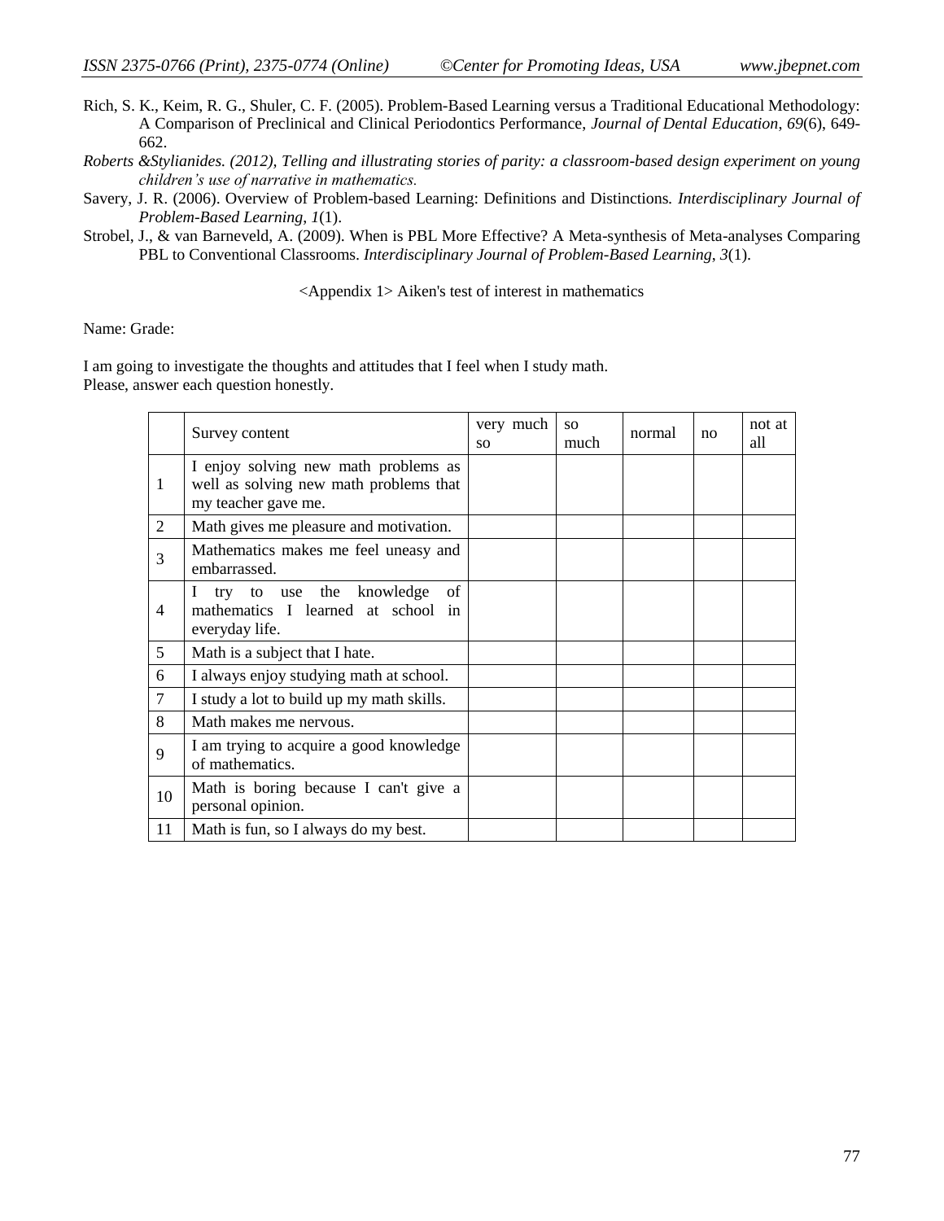Rich, S. K., Keim, R. G., Shuler, C. F. (2005). Problem-Based Learning versus a Traditional Educational Methodology: A Comparison of Preclinical and Clinical Periodontics Performance, *Journal of Dental Education*, *69*(6), 649-662.

*Roberts &Stylianides. (2012), Telling and illustrating stories of parity: a classroom-based design experiment on young children's use of narrative in mathematics.*

Savery, J. R. (2006). Overview of Problem-based Learning: Definitions and Distinctions. *Interdisciplinary Journal of Problem-Based Learning*, *1*(1).

Strobel, J., & van Barneveld, A. (2009). When is PBL More Effective? A Meta-synthesis of Meta-analyses Comparing PBL to Conventional Classrooms. *Interdisciplinary Journal of Problem-Based Learning*, *3*(1).

<Appendix 1> Aiken's test of interest in mathematics

Name: Grade:

I am going to investigate the thoughts and attitudes that I feel when I study math.
Please, answer each question honestly.

| | Survey content | very much so | so much | normal | no | not at all |
|---|---|---|---|---|---|---|
| 1 | I enjoy solving new math problems as well as solving new math problems that my teacher gave me. | | | | | |
| 2 | Math gives me pleasure and motivation. | | | | | |
| 3 | Mathematics makes me feel uneasy and embarrassed. | | | | | |
| 4 | I try to use the knowledge of mathematics I learned at school in everyday life. | | | | | |
| 5 | Math is a subject that I hate. | | | | | |
| 6 | I always enjoy studying math at school. | | | | | |
| 7 | I study a lot to build up my math skills. | | | | | |
| 8 | Math makes me nervous. | | | | | |
| 9 | I am trying to acquire a good knowledge of mathematics. | | | | | |
| 10 | Math is boring because I can't give a personal opinion. | | | | | |
| 11 | Math is fun, so I always do my best. | | | | | |